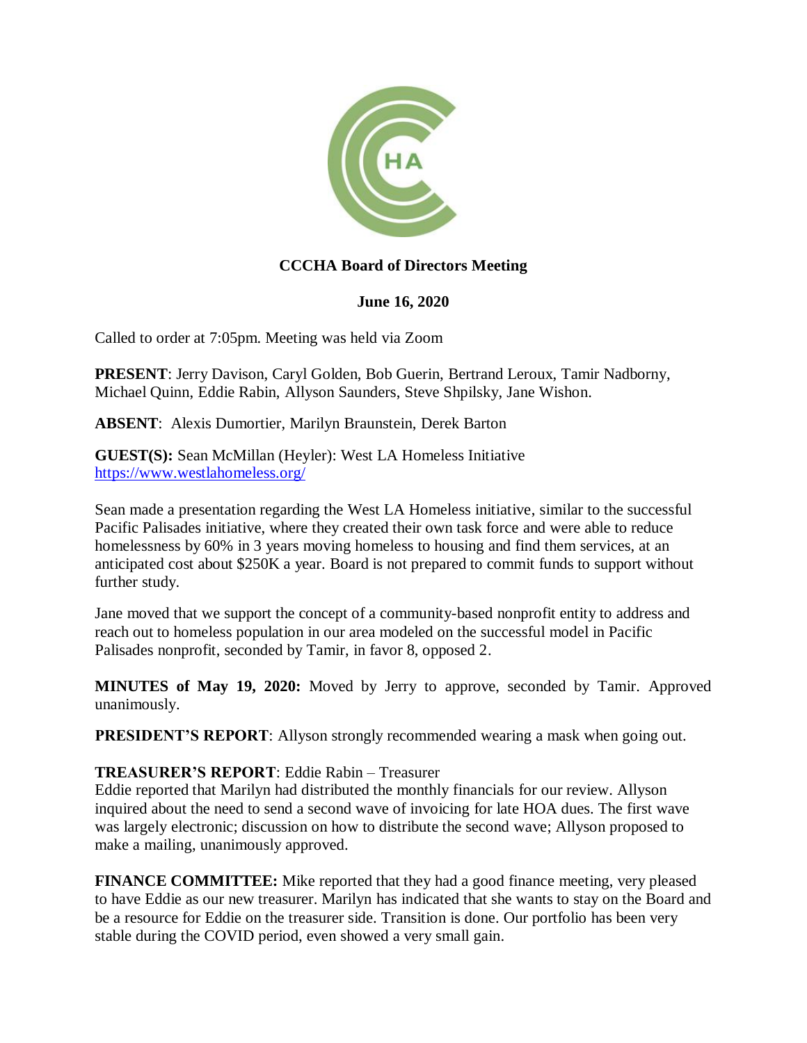**CCCHA Board of Directors Meeting**

**June 16, 2020**

Called to order at 7:05pm. Meeting was held via Zoom

**PRESENT**: Jerry Davison, Caryl Golden, Bob Guerin, Bertrand Leroux, Tamir Nadborny, Michael Quinn, Eddie Rabin, Allyson Saunders, Steve Shpilsky, Jane Wishon.

**ABSENT**: Alexis Dumortier, Marilyn Braunstein, Derek Barton

**GUEST(S):** Sean McMillan (Heyler): West LA Homeless Initiative
https://www.westlahomeless.org/

Sean made a presentation regarding the West LA Homeless initiative, similar to the successful Pacific Palisades initiative, where they created their own task force and were able to reduce homelessness by 60% in 3 years moving homeless to housing and find them services, at an anticipated cost about $250K a year. Board is not prepared to commit funds to support without further study.

Jane moved that we support the concept of a community-based nonprofit entity to address and reach out to homeless population in our area modeled on the successful model in Pacific Palisades nonprofit, seconded by Tamir, in favor 8, opposed 2.

**MINUTES of May 19, 2020:** Moved by Jerry to approve, seconded by Tamir. Approved unanimously.

**PRESIDENT'S REPORT**: Allyson strongly recommended wearing a mask when going out.

**TREASURER'S REPORT**: Eddie Rabin – Treasurer
Eddie reported that Marilyn had distributed the monthly financials for our review. Allyson inquired about the need to send a second wave of invoicing for late HOA dues. The first wave was largely electronic; discussion on how to distribute the second wave; Allyson proposed to make a mailing, unanimously approved.

**FINANCE COMMITTEE:** Mike reported that they had a good finance meeting, very pleased to have Eddie as our new treasurer. Marilyn has indicated that she wants to stay on the Board and be a resource for Eddie on the treasurer side. Transition is done. Our portfolio has been very stable during the COVID period, even showed a very small gain.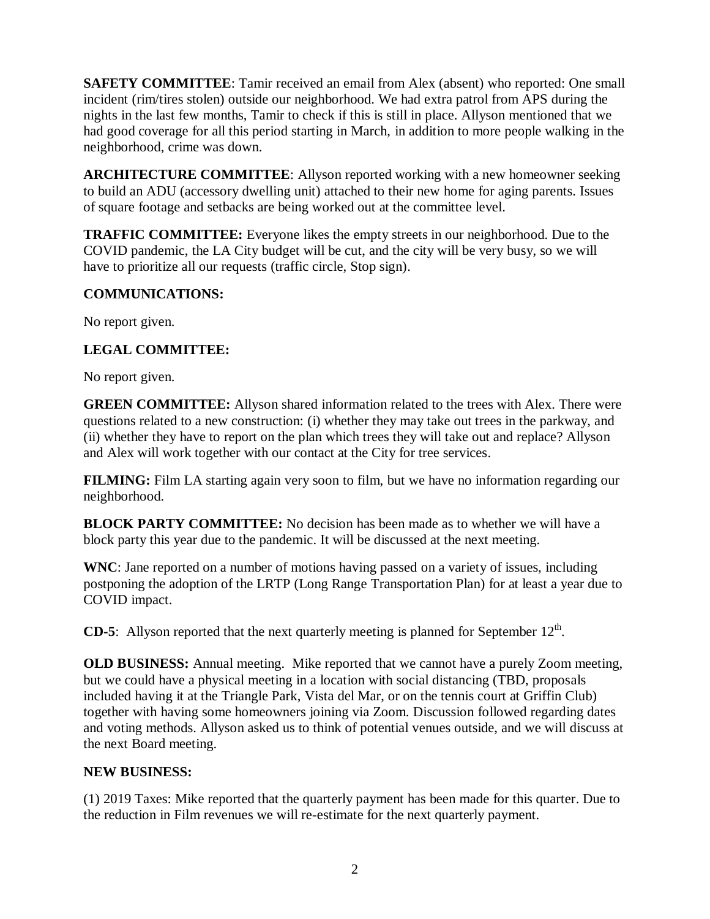**SAFETY COMMITTEE**: Tamir received an email from Alex (absent) who reported: One small incident (rim/tires stolen) outside our neighborhood. We had extra patrol from APS during the nights in the last few months, Tamir to check if this is still in place. Allyson mentioned that we had good coverage for all this period starting in March, in addition to more people walking in the neighborhood, crime was down.

**ARCHITECTURE COMMITTEE**: Allyson reported working with a new homeowner seeking to build an ADU (accessory dwelling unit) attached to their new home for aging parents. Issues of square footage and setbacks are being worked out at the committee level.

**TRAFFIC COMMITTEE:** Everyone likes the empty streets in our neighborhood. Due to the COVID pandemic, the LA City budget will be cut, and the city will be very busy, so we will have to prioritize all our requests (traffic circle, Stop sign).

**COMMUNICATIONS:**

No report given.

**LEGAL COMMITTEE:**

No report given.

**GREEN COMMITTEE:** Allyson shared information related to the trees with Alex. There were questions related to a new construction: (i) whether they may take out trees in the parkway, and (ii) whether they have to report on the plan which trees they will take out and replace? Allyson and Alex will work together with our contact at the City for tree services.

**FILMING:** Film LA starting again very soon to film, but we have no information regarding our neighborhood.

**BLOCK PARTY COMMITTEE:** No decision has been made as to whether we will have a block party this year due to the pandemic. It will be discussed at the next meeting.

**WNC**: Jane reported on a number of motions having passed on a variety of issues, including postponing the adoption of the LRTP (Long Range Transportation Plan) for at least a year due to COVID impact.

**CD-5**: Allyson reported that the next quarterly meeting is planned for September 12th.

**OLD BUSINESS:** Annual meeting. Mike reported that we cannot have a purely Zoom meeting, but we could have a physical meeting in a location with social distancing (TBD, proposals included having it at the Triangle Park, Vista del Mar, or on the tennis court at Griffin Club) together with having some homeowners joining via Zoom. Discussion followed regarding dates and voting methods. Allyson asked us to think of potential venues outside, and we will discuss at the next Board meeting.

**NEW BUSINESS:**

(1) 2019 Taxes: Mike reported that the quarterly payment has been made for this quarter. Due to the reduction in Film revenues we will re-estimate for the next quarterly payment.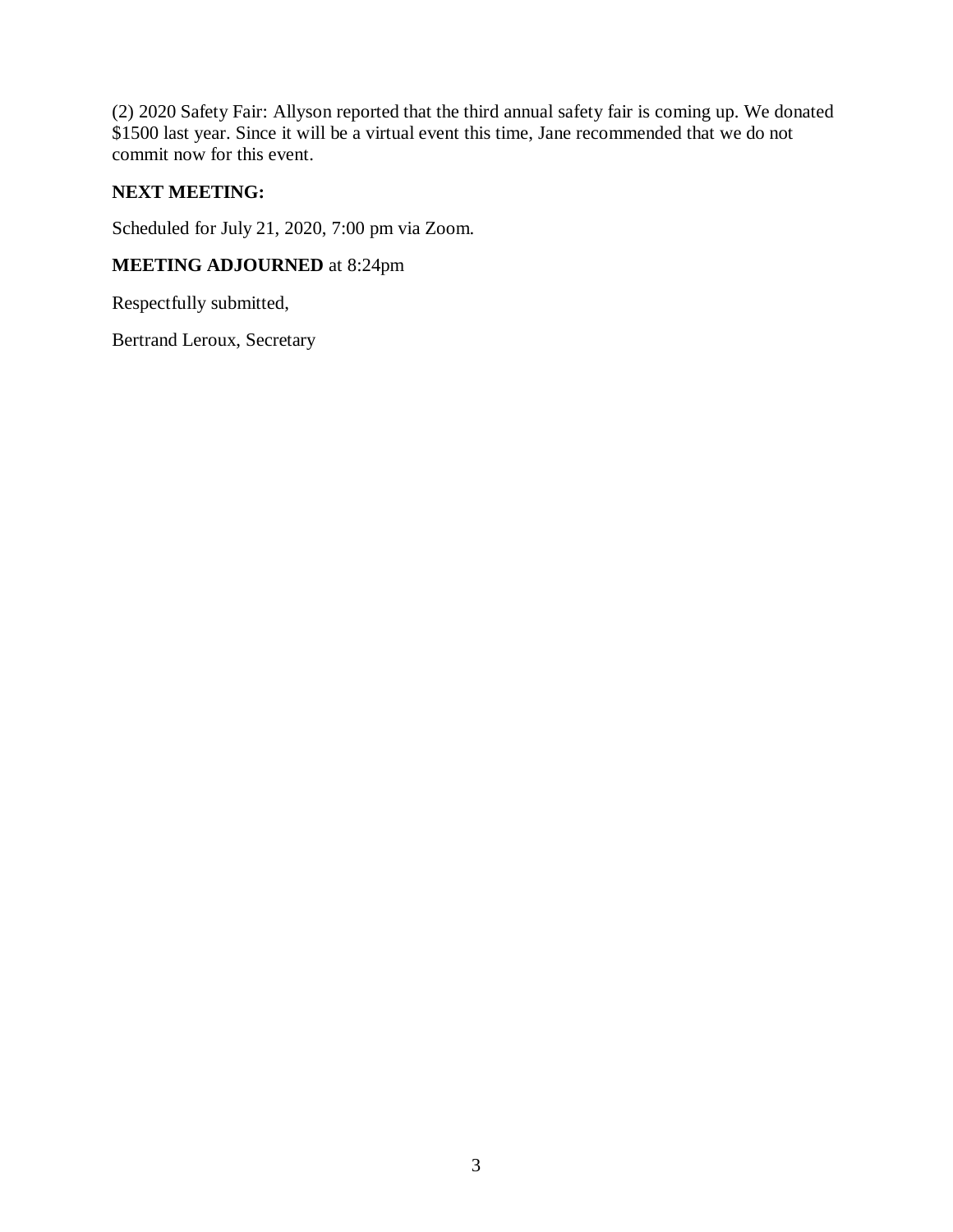(2) 2020 Safety Fair: Allyson reported that the third annual safety fair is coming up. We donated $1500 last year. Since it will be a virtual event this time, Jane recommended that we do not commit now for this event.

**NEXT MEETING:**

Scheduled for July 21, 2020, 7:00 pm via Zoom.

**MEETING ADJOURNED** at 8:24pm

Respectfully submitted,

Bertrand Leroux, Secretary